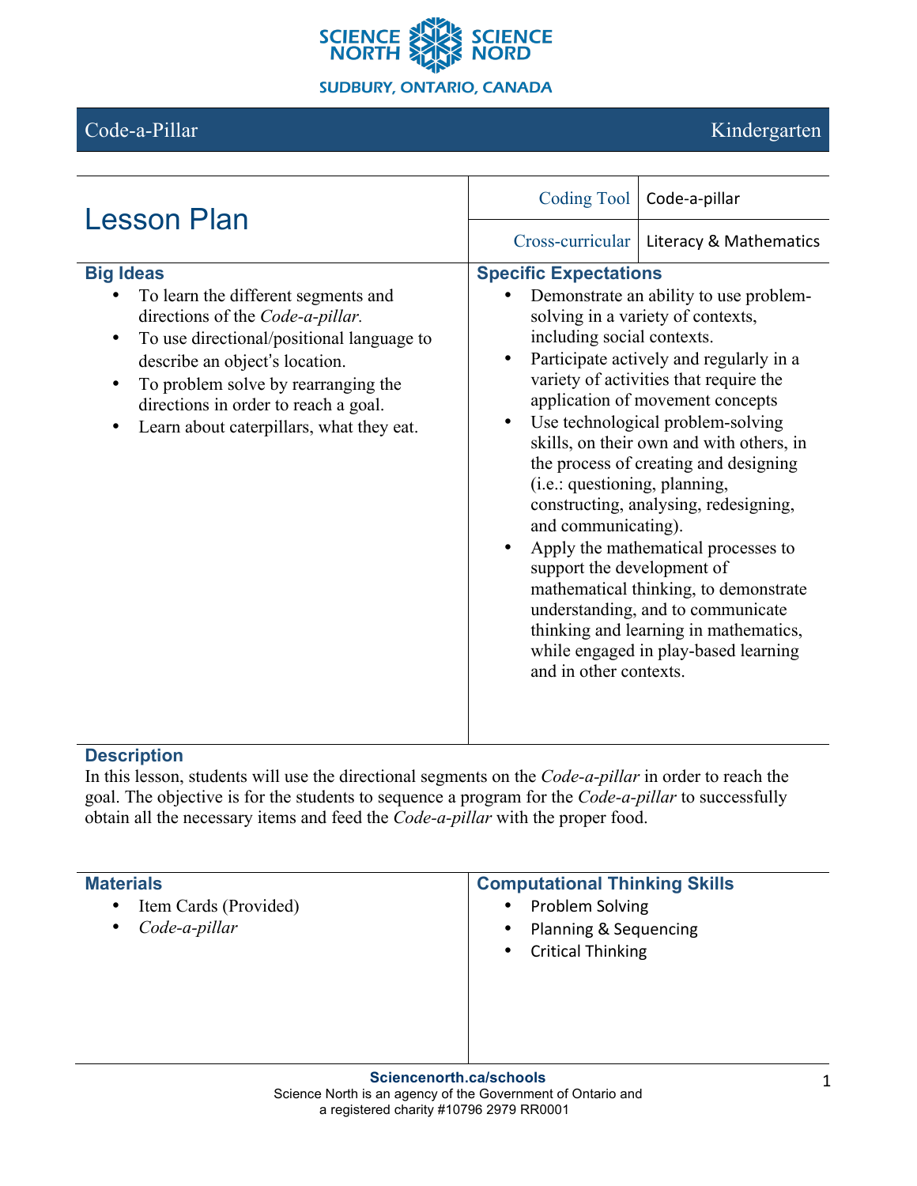SCIENCE NORTH SCIENCE NORD

SUDBURY, ONTARIO, CANADA

Code-a-Pillar — Kindergarten

# Lesson Plan

| | |
|---|---|
| Coding Tool | Code-a-pillar |
| Cross-curricular | Literacy & Mathematics |

## Big Ideas

- To learn the different segments and directions of the *Code-a-pillar.*
- To use directional/positional language to describe an object's location.
- To problem solve by rearranging the directions in order to reach a goal.
- Learn about caterpillars, what they eat.

## Specific Expectations

- Demonstrate an ability to use problem-solving in a variety of contexts, including social contexts.
- Participate actively and regularly in a variety of activities that require the application of movement concepts
- Use technological problem-solving skills, on their own and with others, in the process of creating and designing (i.e.: questioning, planning, constructing, analysing, redesigning, and communicating).
- Apply the mathematical processes to support the development of mathematical thinking, to demonstrate understanding, and to communicate thinking and learning in mathematics, while engaged in play-based learning and in other contexts.

## Description

In this lesson, students will use the directional segments on the *Code-a-pillar* in order to reach the goal. The objective is for the students to sequence a program for the *Code-a-pillar* to successfully obtain all the necessary items and feed the *Code-a-pillar* with the proper food.

## Materials

- Item Cards (Provided)
- *Code-a-pillar*

## Computational Thinking Skills

- Problem Solving
- Planning & Sequencing
- Critical Thinking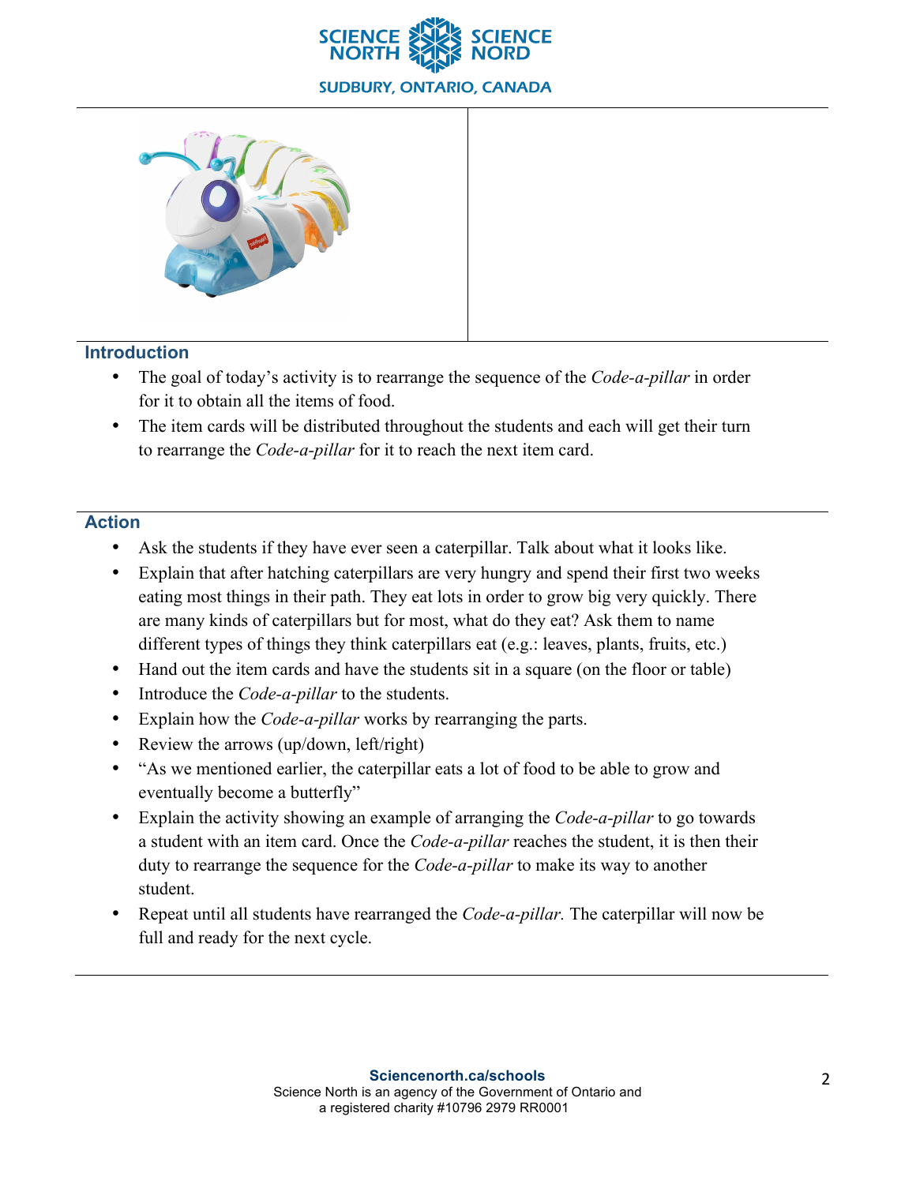## Introduction

- The goal of today's activity is to rearrange the sequence of the *Code-a-pillar* in order for it to obtain all the items of food.
- The item cards will be distributed throughout the students and each will get their turn to rearrange the *Code-a-pillar* for it to reach the next item card.

## Action

- Ask the students if they have ever seen a caterpillar. Talk about what it looks like.
- Explain that after hatching caterpillars are very hungry and spend their first two weeks eating most things in their path. They eat lots in order to grow big very quickly. There are many kinds of caterpillars but for most, what do they eat? Ask them to name different types of things they think caterpillars eat (e.g.: leaves, plants, fruits, etc.)
- Hand out the item cards and have the students sit in a square (on the floor or table)
- Introduce the *Code-a-pillar* to the students.
- Explain how the *Code-a-pillar* works by rearranging the parts.
- Review the arrows (up/down, left/right)
- "As we mentioned earlier, the caterpillar eats a lot of food to be able to grow and eventually become a butterfly"
- Explain the activity showing an example of arranging the *Code-a-pillar* to go towards a student with an item card. Once the *Code-a-pillar* reaches the student, it is then their duty to rearrange the sequence for the *Code-a-pillar* to make its way to another student.
- Repeat until all students have rearranged the *Code-a-pillar.* The caterpillar will now be full and ready for the next cycle.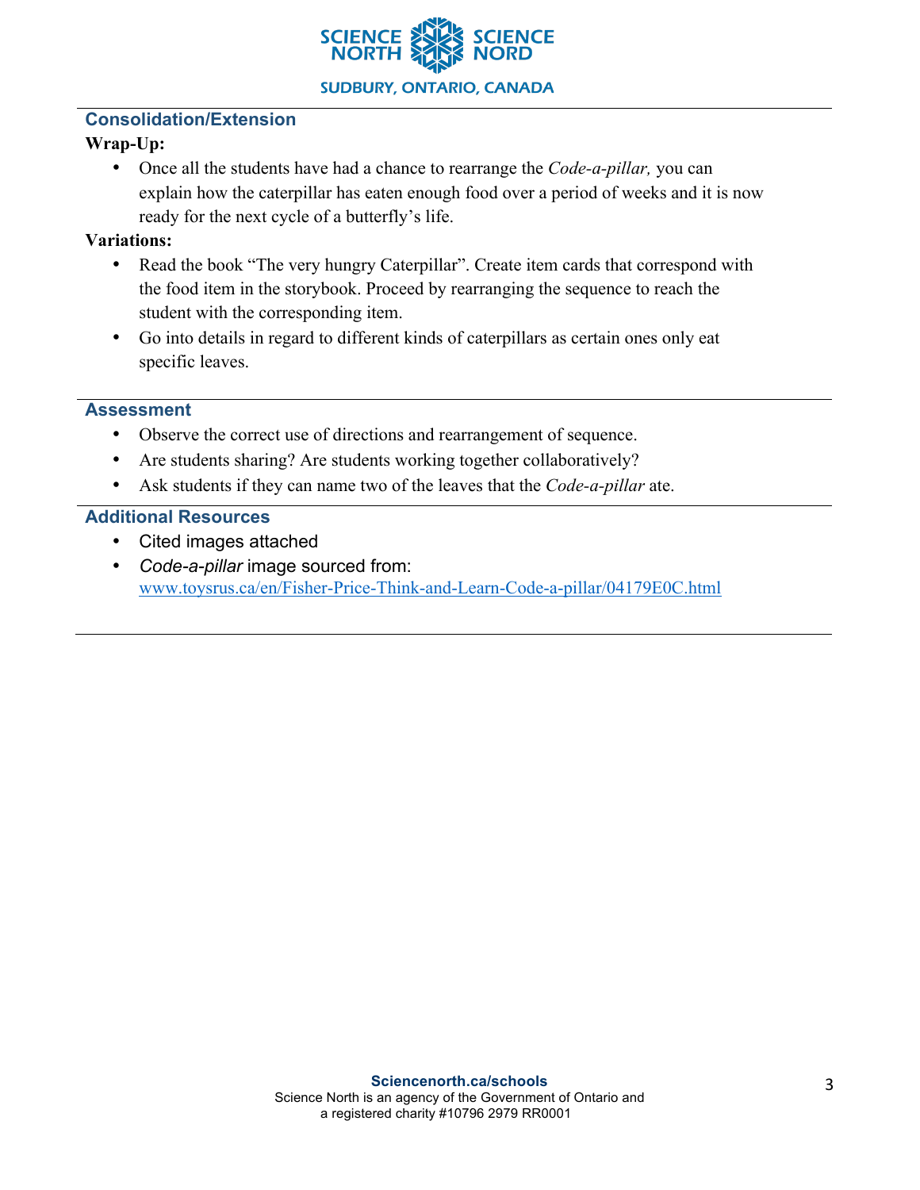## Consolidation/Extension

**Wrap-Up:**

- Once all the students have had a chance to rearrange the *Code-a-pillar,* you can explain how the caterpillar has eaten enough food over a period of weeks and it is now ready for the next cycle of a butterfly's life.

**Variations:**

- Read the book "The very hungry Caterpillar". Create item cards that correspond with the food item in the storybook. Proceed by rearranging the sequence to reach the student with the corresponding item.
- Go into details in regard to different kinds of caterpillars as certain ones only eat specific leaves.

## Assessment

- Observe the correct use of directions and rearrangement of sequence.
- Are students sharing? Are students working together collaboratively?
- Ask students if they can name two of the leaves that the *Code-a-pillar* ate.

## Additional Resources

- Cited images attached
- *Code-a-pillar* image sourced from: www.toysrus.ca/en/Fisher-Price-Think-and-Learn-Code-a-pillar/04179E0C.html